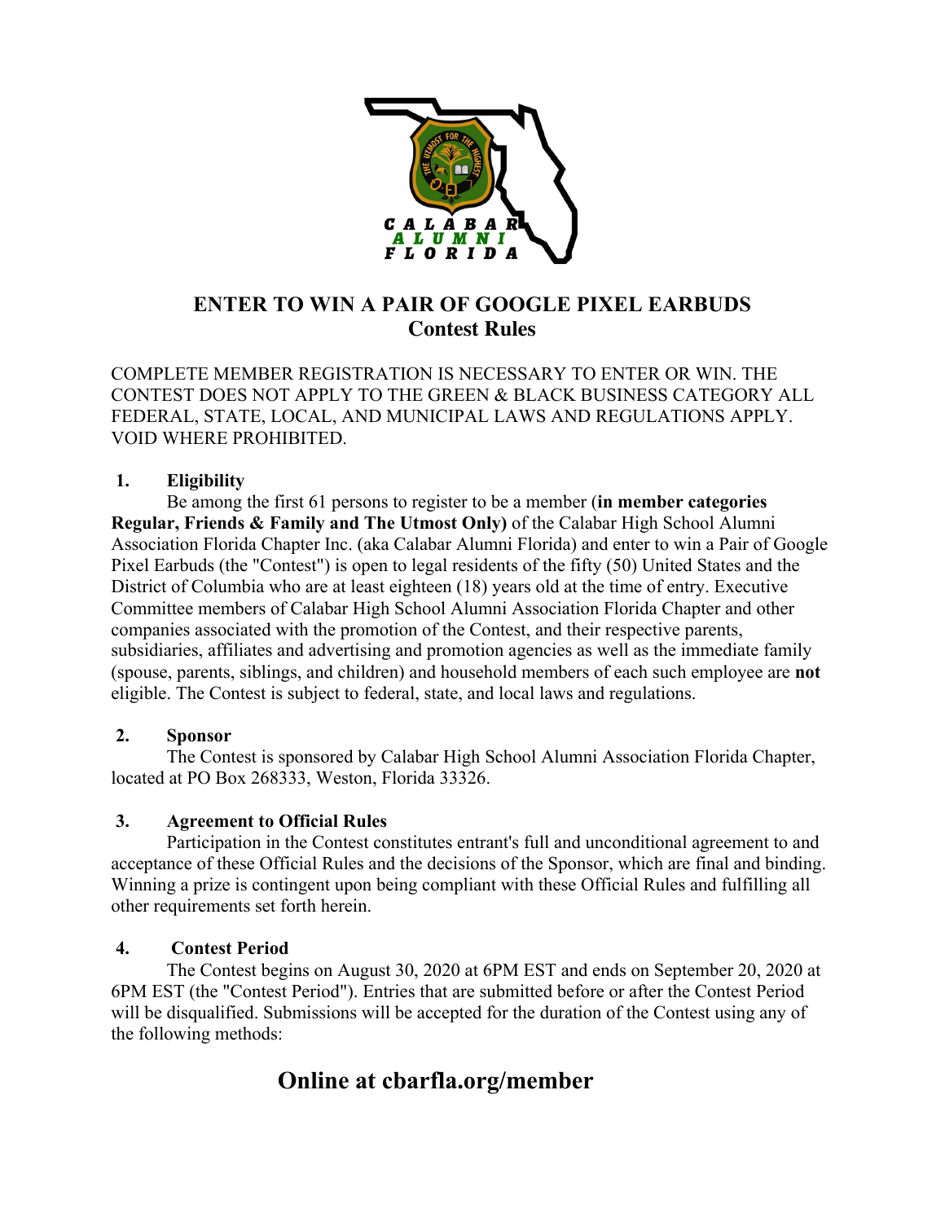# ENTER TO WIN A PAIR OF GOOGLE PIXEL EARBUDS
## Contest Rules

COMPLETE MEMBER REGISTRATION IS NECESSARY TO ENTER OR WIN. THE CONTEST DOES NOT APPLY TO THE GREEN & BLACK BUSINESS CATEGORY ALL FEDERAL, STATE, LOCAL, AND MUNICIPAL LAWS AND REGULATIONS APPLY. VOID WHERE PROHIBITED.

### 1. Eligibility

Be among the first 61 persons to register to be a member (**in member categories Regular, Friends & Family and The Utmost Only)** of the Calabar High School Alumni Association Florida Chapter Inc. (aka Calabar Alumni Florida) and enter to win a Pair of Google Pixel Earbuds (the "Contest") is open to legal residents of the fifty (50) United States and the District of Columbia who are at least eighteen (18) years old at the time of entry. Executive Committee members of Calabar High School Alumni Association Florida Chapter and other companies associated with the promotion of the Contest, and their respective parents, subsidiaries, affiliates and advertising and promotion agencies as well as the immediate family (spouse, parents, siblings, and children) and household members of each such employee are **not** eligible. The Contest is subject to federal, state, and local laws and regulations.

### 2. Sponsor

The Contest is sponsored by Calabar High School Alumni Association Florida Chapter, located at PO Box 268333, Weston, Florida 33326.

### 3. Agreement to Official Rules

Participation in the Contest constitutes entrant's full and unconditional agreement to and acceptance of these Official Rules and the decisions of the Sponsor, which are final and binding. Winning a prize is contingent upon being compliant with these Official Rules and fulfilling all other requirements set forth herein.

### 4. Contest Period

The Contest begins on August 30, 2020 at 6PM EST and ends on September 20, 2020 at 6PM EST (the "Contest Period"). Entries that are submitted before or after the Contest Period will be disqualified. Submissions will be accepted for the duration of the Contest using any of the following methods:

## Online at cbarfla.org/member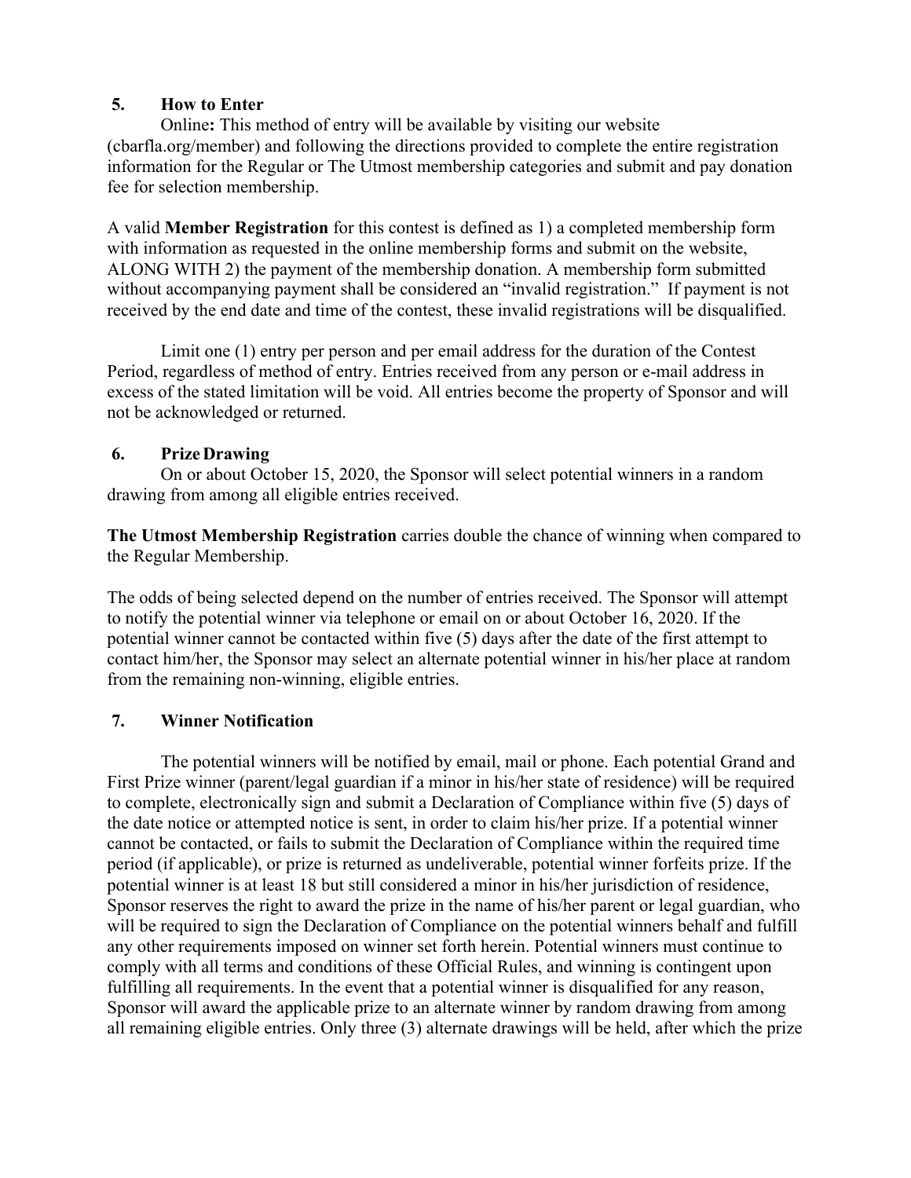## 5. How to Enter

Online**:** This method of entry will be available by visiting our website (cbarfla.org/member) and following the directions provided to complete the entire registration information for the Regular or The Utmost membership categories and submit and pay donation fee for selection membership.

A valid **Member Registration** for this contest is defined as 1) a completed membership form with information as requested in the online membership forms and submit on the website, ALONG WITH 2) the payment of the membership donation. A membership form submitted without accompanying payment shall be considered an "invalid registration." If payment is not received by the end date and time of the contest, these invalid registrations will be disqualified.

Limit one (1) entry per person and per email address for the duration of the Contest Period, regardless of method of entry. Entries received from any person or e-mail address in excess of the stated limitation will be void. All entries become the property of Sponsor and will not be acknowledged or returned.

## 6. Prize Drawing

On or about October 15, 2020, the Sponsor will select potential winners in a random drawing from among all eligible entries received.

**The Utmost Membership Registration** carries double the chance of winning when compared to the Regular Membership.

The odds of being selected depend on the number of entries received. The Sponsor will attempt to notify the potential winner via telephone or email on or about October 16, 2020. If the potential winner cannot be contacted within five (5) days after the date of the first attempt to contact him/her, the Sponsor may select an alternate potential winner in his/her place at random from the remaining non-winning, eligible entries.

## 7. Winner Notification

The potential winners will be notified by email, mail or phone. Each potential Grand and First Prize winner (parent/legal guardian if a minor in his/her state of residence) will be required to complete, electronically sign and submit a Declaration of Compliance within five (5) days of the date notice or attempted notice is sent, in order to claim his/her prize. If a potential winner cannot be contacted, or fails to submit the Declaration of Compliance within the required time period (if applicable), or prize is returned as undeliverable, potential winner forfeits prize. If the potential winner is at least 18 but still considered a minor in his/her jurisdiction of residence, Sponsor reserves the right to award the prize in the name of his/her parent or legal guardian, who will be required to sign the Declaration of Compliance on the potential winners behalf and fulfill any other requirements imposed on winner set forth herein. Potential winners must continue to comply with all terms and conditions of these Official Rules, and winning is contingent upon fulfilling all requirements. In the event that a potential winner is disqualified for any reason, Sponsor will award the applicable prize to an alternate winner by random drawing from among all remaining eligible entries. Only three (3) alternate drawings will be held, after which the prize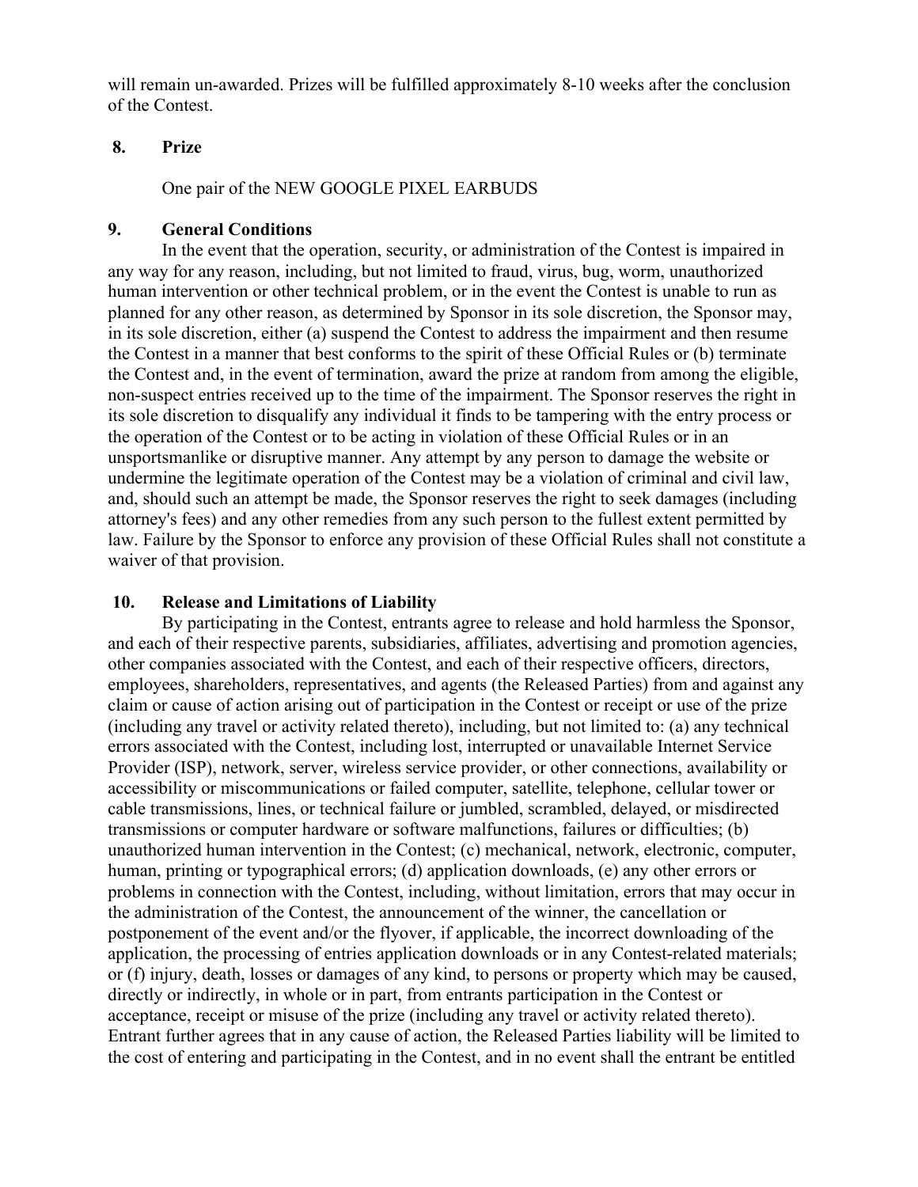will remain un-awarded. Prizes will be fulfilled approximately 8-10 weeks after the conclusion of the Contest.

## 8. Prize

One pair of the NEW GOOGLE PIXEL EARBUDS

## 9. General Conditions

In the event that the operation, security, or administration of the Contest is impaired in any way for any reason, including, but not limited to fraud, virus, bug, worm, unauthorized human intervention or other technical problem, or in the event the Contest is unable to run as planned for any other reason, as determined by Sponsor in its sole discretion, the Sponsor may, in its sole discretion, either (a) suspend the Contest to address the impairment and then resume the Contest in a manner that best conforms to the spirit of these Official Rules or (b) terminate the Contest and, in the event of termination, award the prize at random from among the eligible, non-suspect entries received up to the time of the impairment. The Sponsor reserves the right in its sole discretion to disqualify any individual it finds to be tampering with the entry process or the operation of the Contest or to be acting in violation of these Official Rules or in an unsportsmanlike or disruptive manner. Any attempt by any person to damage the website or undermine the legitimate operation of the Contest may be a violation of criminal and civil law, and, should such an attempt be made, the Sponsor reserves the right to seek damages (including attorney's fees) and any other remedies from any such person to the fullest extent permitted by law. Failure by the Sponsor to enforce any provision of these Official Rules shall not constitute a waiver of that provision.

## 10. Release and Limitations of Liability

By participating in the Contest, entrants agree to release and hold harmless the Sponsor, and each of their respective parents, subsidiaries, affiliates, advertising and promotion agencies, other companies associated with the Contest, and each of their respective officers, directors, employees, shareholders, representatives, and agents (the Released Parties) from and against any claim or cause of action arising out of participation in the Contest or receipt or use of the prize (including any travel or activity related thereto), including, but not limited to: (a) any technical errors associated with the Contest, including lost, interrupted or unavailable Internet Service Provider (ISP), network, server, wireless service provider, or other connections, availability or accessibility or miscommunications or failed computer, satellite, telephone, cellular tower or cable transmissions, lines, or technical failure or jumbled, scrambled, delayed, or misdirected transmissions or computer hardware or software malfunctions, failures or difficulties; (b) unauthorized human intervention in the Contest; (c) mechanical, network, electronic, computer, human, printing or typographical errors; (d) application downloads, (e) any other errors or problems in connection with the Contest, including, without limitation, errors that may occur in the administration of the Contest, the announcement of the winner, the cancellation or postponement of the event and/or the flyover, if applicable, the incorrect downloading of the application, the processing of entries application downloads or in any Contest-related materials; or (f) injury, death, losses or damages of any kind, to persons or property which may be caused, directly or indirectly, in whole or in part, from entrants participation in the Contest or acceptance, receipt or misuse of the prize (including any travel or activity related thereto). Entrant further agrees that in any cause of action, the Released Parties liability will be limited to the cost of entering and participating in the Contest, and in no event shall the entrant be entitled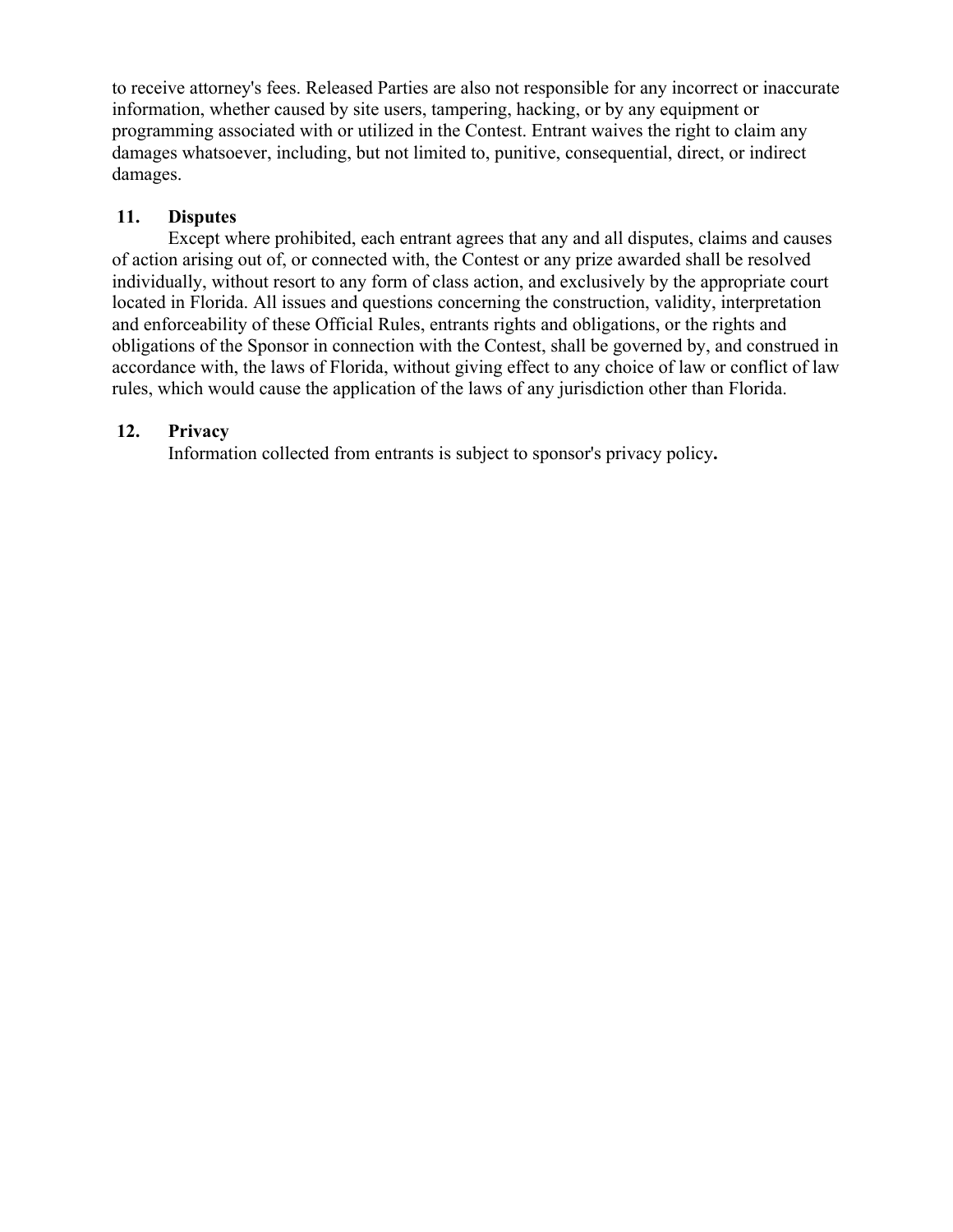to receive attorney's fees. Released Parties are also not responsible for any incorrect or inaccurate information, whether caused by site users, tampering, hacking, or by any equipment or programming associated with or utilized in the Contest. Entrant waives the right to claim any damages whatsoever, including, but not limited to, punitive, consequential, direct, or indirect damages.

**11. Disputes**

Except where prohibited, each entrant agrees that any and all disputes, claims and causes of action arising out of, or connected with, the Contest or any prize awarded shall be resolved individually, without resort to any form of class action, and exclusively by the appropriate court located in Florida. All issues and questions concerning the construction, validity, interpretation and enforceability of these Official Rules, entrants rights and obligations, or the rights and obligations of the Sponsor in connection with the Contest, shall be governed by, and construed in accordance with, the laws of Florida, without giving effect to any choice of law or conflict of law rules, which would cause the application of the laws of any jurisdiction other than Florida.

**12. Privacy**

Information collected from entrants is subject to sponsor's privacy policy**.**